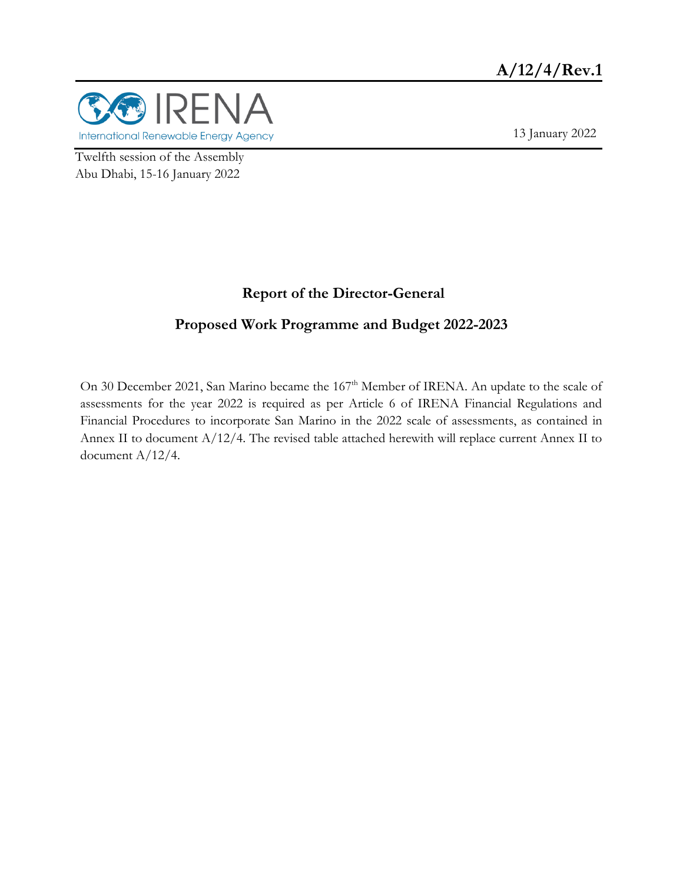A/12/4/Rev.1

IRENA
International Renewable Energy Agency

13 January 2022

Twelfth session of the Assembly
Abu Dhabi, 15-16 January 2022

## Report of the Director-General

## Proposed Work Programme and Budget 2022-2023

On 30 December 2021, San Marino became the 167th Member of IRENA. An update to the scale of assessments for the year 2022 is required as per Article 6 of IRENA Financial Regulations and Financial Procedures to incorporate San Marino in the 2022 scale of assessments, as contained in Annex II to document A/12/4. The revised table attached herewith will replace current Annex II to document A/12/4.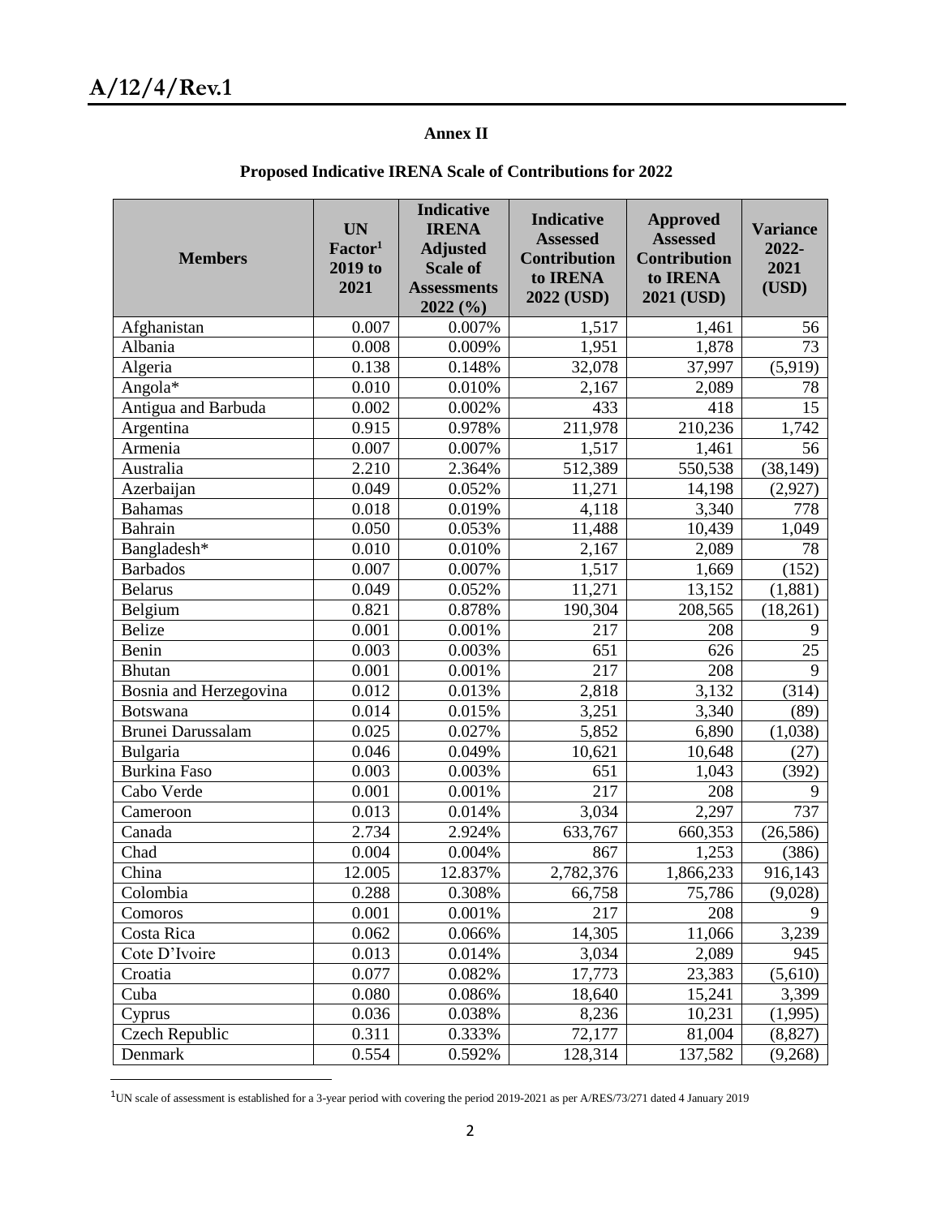## Annex II

### Proposed Indicative IRENA Scale of Contributions for 2022

| Members | UN Factor[1] 2019 to 2021 | Indicative IRENA Adjusted Scale of Assessments 2022 (%) | Indicative Assessed Contribution to IRENA 2022 (USD) | Approved Assessed Contribution to IRENA 2021 (USD) | Variance 2022-2021 (USD) |
|---|---|---|---|---|---|
| Afghanistan | 0.007 | 0.007% | 1,517 | 1,461 | 56 |
| Albania | 0.008 | 0.009% | 1,951 | 1,878 | 73 |
| Algeria | 0.138 | 0.148% | 32,078 | 37,997 | (5,919) |
| Angola* | 0.010 | 0.010% | 2,167 | 2,089 | 78 |
| Antigua and Barbuda | 0.002 | 0.002% | 433 | 418 | 15 |
| Argentina | 0.915 | 0.978% | 211,978 | 210,236 | 1,742 |
| Armenia | 0.007 | 0.007% | 1,517 | 1,461 | 56 |
| Australia | 2.210 | 2.364% | 512,389 | 550,538 | (38,149) |
| Azerbaijan | 0.049 | 0.052% | 11,271 | 14,198 | (2,927) |
| Bahamas | 0.018 | 0.019% | 4,118 | 3,340 | 778 |
| Bahrain | 0.050 | 0.053% | 11,488 | 10,439 | 1,049 |
| Bangladesh* | 0.010 | 0.010% | 2,167 | 2,089 | 78 |
| Barbados | 0.007 | 0.007% | 1,517 | 1,669 | (152) |
| Belarus | 0.049 | 0.052% | 11,271 | 13,152 | (1,881) |
| Belgium | 0.821 | 0.878% | 190,304 | 208,565 | (18,261) |
| Belize | 0.001 | 0.001% | 217 | 208 | 9 |
| Benin | 0.003 | 0.003% | 651 | 626 | 25 |
| Bhutan | 0.001 | 0.001% | 217 | 208 | 9 |
| Bosnia and Herzegovina | 0.012 | 0.013% | 2,818 | 3,132 | (314) |
| Botswana | 0.014 | 0.015% | 3,251 | 3,340 | (89) |
| Brunei Darussalam | 0.025 | 0.027% | 5,852 | 6,890 | (1,038) |
| Bulgaria | 0.046 | 0.049% | 10,621 | 10,648 | (27) |
| Burkina Faso | 0.003 | 0.003% | 651 | 1,043 | (392) |
| Cabo Verde | 0.001 | 0.001% | 217 | 208 | 9 |
| Cameroon | 0.013 | 0.014% | 3,034 | 2,297 | 737 |
| Canada | 2.734 | 2.924% | 633,767 | 660,353 | (26,586) |
| Chad | 0.004 | 0.004% | 867 | 1,253 | (386) |
| China | 12.005 | 12.837% | 2,782,376 | 1,866,233 | 916,143 |
| Colombia | 0.288 | 0.308% | 66,758 | 75,786 | (9,028) |
| Comoros | 0.001 | 0.001% | 217 | 208 | 9 |
| Costa Rica | 0.062 | 0.066% | 14,305 | 11,066 | 3,239 |
| Cote D'Ivoire | 0.013 | 0.014% | 3,034 | 2,089 | 945 |
| Croatia | 0.077 | 0.082% | 17,773 | 23,383 | (5,610) |
| Cuba | 0.080 | 0.086% | 18,640 | 15,241 | 3,399 |
| Cyprus | 0.036 | 0.038% | 8,236 | 10,231 | (1,995) |
| Czech Republic | 0.311 | 0.333% | 72,177 | 81,004 | (8,827) |
| Denmark | 0.554 | 0.592% | 128,314 | 137,582 | (9,268) |

[1]UN scale of assessment is established for a 3-year period with covering the period 2019-2021 as per A/RES/73/271 dated 4 January 2019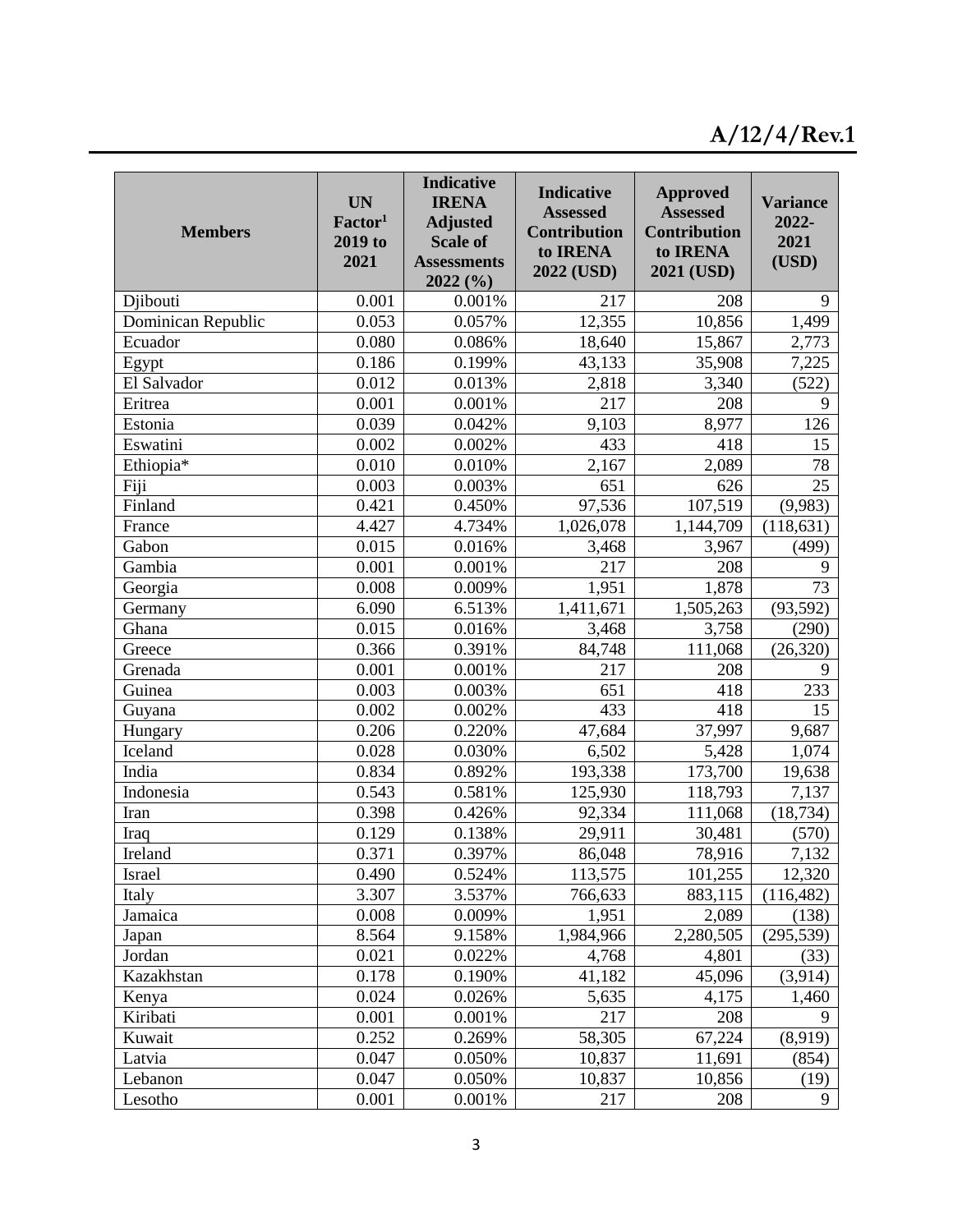| Members | UN Factor[1] 2019 to 2021 | Indicative IRENA Adjusted Scale of Assessments 2022 (%) | Indicative Assessed Contribution to IRENA 2022 (USD) | Approved Assessed Contribution to IRENA 2021 (USD) | Variance 2022-2021 (USD) |
|---|---|---|---|---|---|
| Djibouti | 0.001 | 0.001% | 217 | 208 | 9 |
| Dominican Republic | 0.053 | 0.057% | 12,355 | 10,856 | 1,499 |
| Ecuador | 0.080 | 0.086% | 18,640 | 15,867 | 2,773 |
| Egypt | 0.186 | 0.199% | 43,133 | 35,908 | 7,225 |
| El Salvador | 0.012 | 0.013% | 2,818 | 3,340 | (522) |
| Eritrea | 0.001 | 0.001% | 217 | 208 | 9 |
| Estonia | 0.039 | 0.042% | 9,103 | 8,977 | 126 |
| Eswatini | 0.002 | 0.002% | 433 | 418 | 15 |
| Ethiopia* | 0.010 | 0.010% | 2,167 | 2,089 | 78 |
| Fiji | 0.003 | 0.003% | 651 | 626 | 25 |
| Finland | 0.421 | 0.450% | 97,536 | 107,519 | (9,983) |
| France | 4.427 | 4.734% | 1,026,078 | 1,144,709 | (118,631) |
| Gabon | 0.015 | 0.016% | 3,468 | 3,967 | (499) |
| Gambia | 0.001 | 0.001% | 217 | 208 | 9 |
| Georgia | 0.008 | 0.009% | 1,951 | 1,878 | 73 |
| Germany | 6.090 | 6.513% | 1,411,671 | 1,505,263 | (93,592) |
| Ghana | 0.015 | 0.016% | 3,468 | 3,758 | (290) |
| Greece | 0.366 | 0.391% | 84,748 | 111,068 | (26,320) |
| Grenada | 0.001 | 0.001% | 217 | 208 | 9 |
| Guinea | 0.003 | 0.003% | 651 | 418 | 233 |
| Guyana | 0.002 | 0.002% | 433 | 418 | 15 |
| Hungary | 0.206 | 0.220% | 47,684 | 37,997 | 9,687 |
| Iceland | 0.028 | 0.030% | 6,502 | 5,428 | 1,074 |
| India | 0.834 | 0.892% | 193,338 | 173,700 | 19,638 |
| Indonesia | 0.543 | 0.581% | 125,930 | 118,793 | 7,137 |
| Iran | 0.398 | 0.426% | 92,334 | 111,068 | (18,734) |
| Iraq | 0.129 | 0.138% | 29,911 | 30,481 | (570) |
| Ireland | 0.371 | 0.397% | 86,048 | 78,916 | 7,132 |
| Israel | 0.490 | 0.524% | 113,575 | 101,255 | 12,320 |
| Italy | 3.307 | 3.537% | 766,633 | 883,115 | (116,482) |
| Jamaica | 0.008 | 0.009% | 1,951 | 2,089 | (138) |
| Japan | 8.564 | 9.158% | 1,984,966 | 2,280,505 | (295,539) |
| Jordan | 0.021 | 0.022% | 4,768 | 4,801 | (33) |
| Kazakhstan | 0.178 | 0.190% | 41,182 | 45,096 | (3,914) |
| Kenya | 0.024 | 0.026% | 5,635 | 4,175 | 1,460 |
| Kiribati | 0.001 | 0.001% | 217 | 208 | 9 |
| Kuwait | 0.252 | 0.269% | 58,305 | 67,224 | (8,919) |
| Latvia | 0.047 | 0.050% | 10,837 | 11,691 | (854) |
| Lebanon | 0.047 | 0.050% | 10,837 | 10,856 | (19) |
| Lesotho | 0.001 | 0.001% | 217 | 208 | 9 |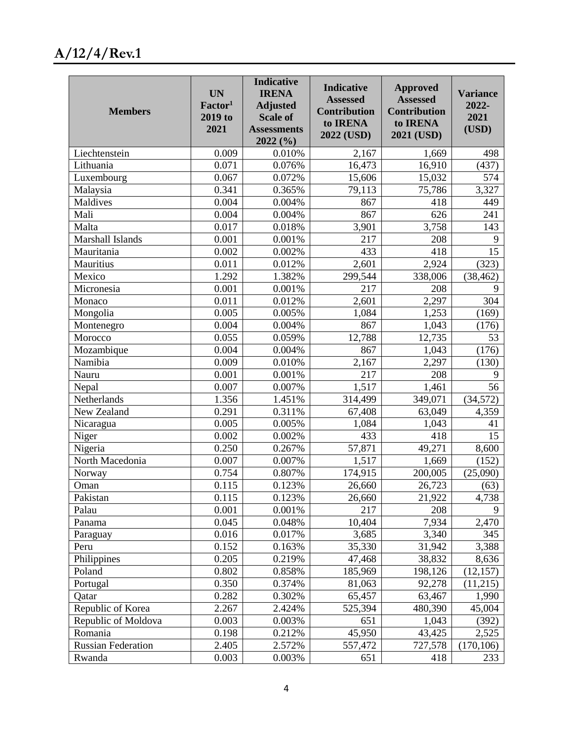| Members | UN Factor[1] 2019 to 2021 | Indicative IRENA Adjusted Scale of Assessments 2022 (%) | Indicative Assessed Contribution to IRENA 2022 (USD) | Approved Assessed Contribution to IRENA 2021 (USD) | Variance 2022-2021 (USD) |
|---|---|---|---|---|---|
| Liechtenstein | 0.009 | 0.010% | 2,167 | 1,669 | 498 |
| Lithuania | 0.071 | 0.076% | 16,473 | 16,910 | (437) |
| Luxembourg | 0.067 | 0.072% | 15,606 | 15,032 | 574 |
| Malaysia | 0.341 | 0.365% | 79,113 | 75,786 | 3,327 |
| Maldives | 0.004 | 0.004% | 867 | 418 | 449 |
| Mali | 0.004 | 0.004% | 867 | 626 | 241 |
| Malta | 0.017 | 0.018% | 3,901 | 3,758 | 143 |
| Marshall Islands | 0.001 | 0.001% | 217 | 208 | 9 |
| Mauritania | 0.002 | 0.002% | 433 | 418 | 15 |
| Mauritius | 0.011 | 0.012% | 2,601 | 2,924 | (323) |
| Mexico | 1.292 | 1.382% | 299,544 | 338,006 | (38,462) |
| Micronesia | 0.001 | 0.001% | 217 | 208 | 9 |
| Monaco | 0.011 | 0.012% | 2,601 | 2,297 | 304 |
| Mongolia | 0.005 | 0.005% | 1,084 | 1,253 | (169) |
| Montenegro | 0.004 | 0.004% | 867 | 1,043 | (176) |
| Morocco | 0.055 | 0.059% | 12,788 | 12,735 | 53 |
| Mozambique | 0.004 | 0.004% | 867 | 1,043 | (176) |
| Namibia | 0.009 | 0.010% | 2,167 | 2,297 | (130) |
| Nauru | 0.001 | 0.001% | 217 | 208 | 9 |
| Nepal | 0.007 | 0.007% | 1,517 | 1,461 | 56 |
| Netherlands | 1.356 | 1.451% | 314,499 | 349,071 | (34,572) |
| New Zealand | 0.291 | 0.311% | 67,408 | 63,049 | 4,359 |
| Nicaragua | 0.005 | 0.005% | 1,084 | 1,043 | 41 |
| Niger | 0.002 | 0.002% | 433 | 418 | 15 |
| Nigeria | 0.250 | 0.267% | 57,871 | 49,271 | 8,600 |
| North Macedonia | 0.007 | 0.007% | 1,517 | 1,669 | (152) |
| Norway | 0.754 | 0.807% | 174,915 | 200,005 | (25,090) |
| Oman | 0.115 | 0.123% | 26,660 | 26,723 | (63) |
| Pakistan | 0.115 | 0.123% | 26,660 | 21,922 | 4,738 |
| Palau | 0.001 | 0.001% | 217 | 208 | 9 |
| Panama | 0.045 | 0.048% | 10,404 | 7,934 | 2,470 |
| Paraguay | 0.016 | 0.017% | 3,685 | 3,340 | 345 |
| Peru | 0.152 | 0.163% | 35,330 | 31,942 | 3,388 |
| Philippines | 0.205 | 0.219% | 47,468 | 38,832 | 8,636 |
| Poland | 0.802 | 0.858% | 185,969 | 198,126 | (12,157) |
| Portugal | 0.350 | 0.374% | 81,063 | 92,278 | (11,215) |
| Qatar | 0.282 | 0.302% | 65,457 | 63,467 | 1,990 |
| Republic of Korea | 2.267 | 2.424% | 525,394 | 480,390 | 45,004 |
| Republic of Moldova | 0.003 | 0.003% | 651 | 1,043 | (392) |
| Romania | 0.198 | 0.212% | 45,950 | 43,425 | 2,525 |
| Russian Federation | 2.405 | 2.572% | 557,472 | 727,578 | (170,106) |
| Rwanda | 0.003 | 0.003% | 651 | 418 | 233 |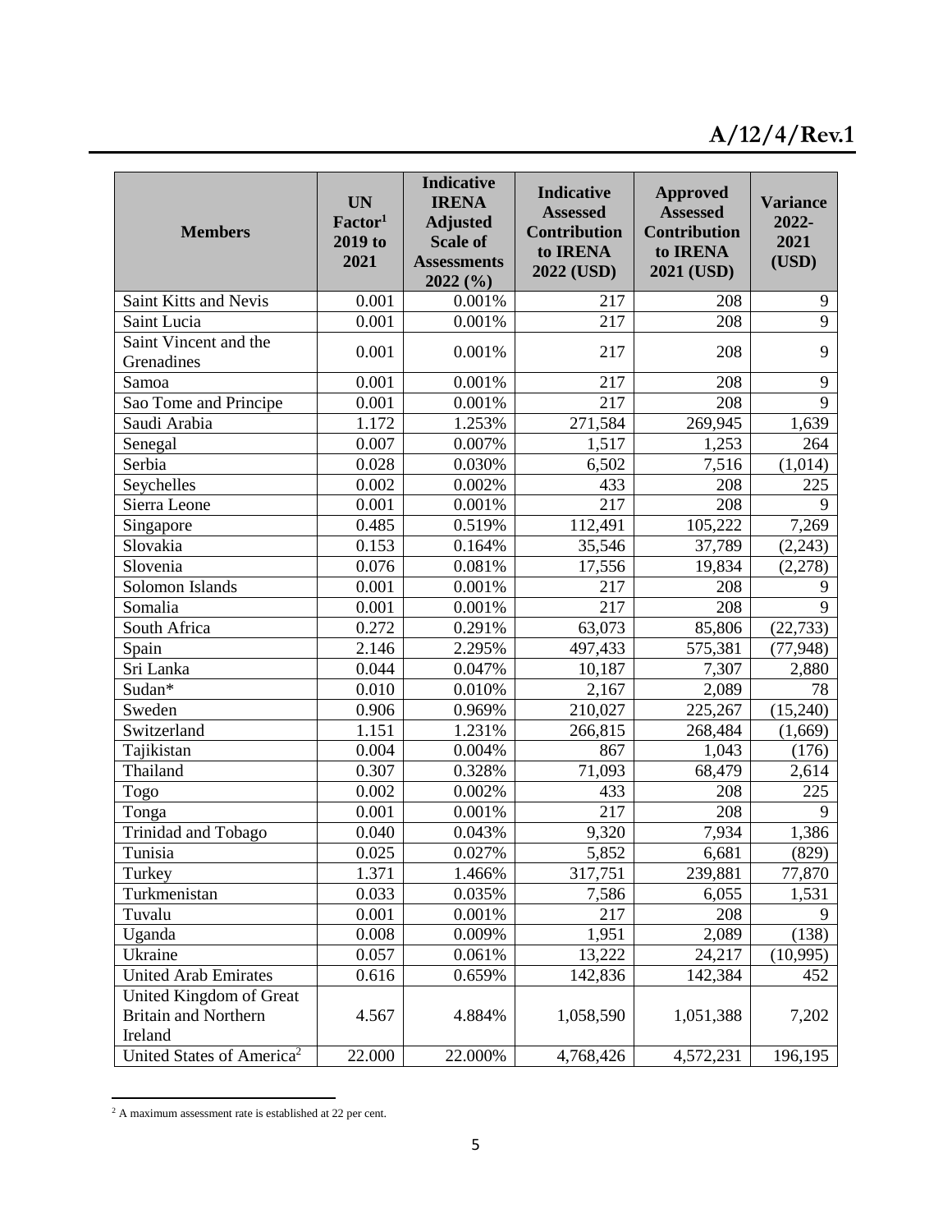| Members | UN Factor[1] 2019 to 2021 | Indicative IRENA Adjusted Scale of Assessments 2022 (%) | Indicative Assessed Contribution to IRENA 2022 (USD) | Approved Assessed Contribution to IRENA 2021 (USD) | Variance 2022-2021 (USD) |
|---|---|---|---|---|---|
| Saint Kitts and Nevis | 0.001 | 0.001% | 217 | 208 | 9 |
| Saint Lucia | 0.001 | 0.001% | 217 | 208 | 9 |
| Saint Vincent and the Grenadines | 0.001 | 0.001% | 217 | 208 | 9 |
| Samoa | 0.001 | 0.001% | 217 | 208 | 9 |
| Sao Tome and Principe | 0.001 | 0.001% | 217 | 208 | 9 |
| Saudi Arabia | 1.172 | 1.253% | 271,584 | 269,945 | 1,639 |
| Senegal | 0.007 | 0.007% | 1,517 | 1,253 | 264 |
| Serbia | 0.028 | 0.030% | 6,502 | 7,516 | (1,014) |
| Seychelles | 0.002 | 0.002% | 433 | 208 | 225 |
| Sierra Leone | 0.001 | 0.001% | 217 | 208 | 9 |
| Singapore | 0.485 | 0.519% | 112,491 | 105,222 | 7,269 |
| Slovakia | 0.153 | 0.164% | 35,546 | 37,789 | (2,243) |
| Slovenia | 0.076 | 0.081% | 17,556 | 19,834 | (2,278) |
| Solomon Islands | 0.001 | 0.001% | 217 | 208 | 9 |
| Somalia | 0.001 | 0.001% | 217 | 208 | 9 |
| South Africa | 0.272 | 0.291% | 63,073 | 85,806 | (22,733) |
| Spain | 2.146 | 2.295% | 497,433 | 575,381 | (77,948) |
| Sri Lanka | 0.044 | 0.047% | 10,187 | 7,307 | 2,880 |
| Sudan* | 0.010 | 0.010% | 2,167 | 2,089 | 78 |
| Sweden | 0.906 | 0.969% | 210,027 | 225,267 | (15,240) |
| Switzerland | 1.151 | 1.231% | 266,815 | 268,484 | (1,669) |
| Tajikistan | 0.004 | 0.004% | 867 | 1,043 | (176) |
| Thailand | 0.307 | 0.328% | 71,093 | 68,479 | 2,614 |
| Togo | 0.002 | 0.002% | 433 | 208 | 225 |
| Tonga | 0.001 | 0.001% | 217 | 208 | 9 |
| Trinidad and Tobago | 0.040 | 0.043% | 9,320 | 7,934 | 1,386 |
| Tunisia | 0.025 | 0.027% | 5,852 | 6,681 | (829) |
| Turkey | 1.371 | 1.466% | 317,751 | 239,881 | 77,870 |
| Turkmenistan | 0.033 | 0.035% | 7,586 | 6,055 | 1,531 |
| Tuvalu | 0.001 | 0.001% | 217 | 208 | 9 |
| Uganda | 0.008 | 0.009% | 1,951 | 2,089 | (138) |
| Ukraine | 0.057 | 0.061% | 13,222 | 24,217 | (10,995) |
| United Arab Emirates | 0.616 | 0.659% | 142,836 | 142,384 | 452 |
| United Kingdom of Great Britain and Northern Ireland | 4.567 | 4.884% | 1,058,590 | 1,051,388 | 7,202 |
| United States of America[2] | 22.000 | 22.000% | 4,768,426 | 4,572,231 | 196,195 |

[2] A maximum assessment rate is established at 22 per cent.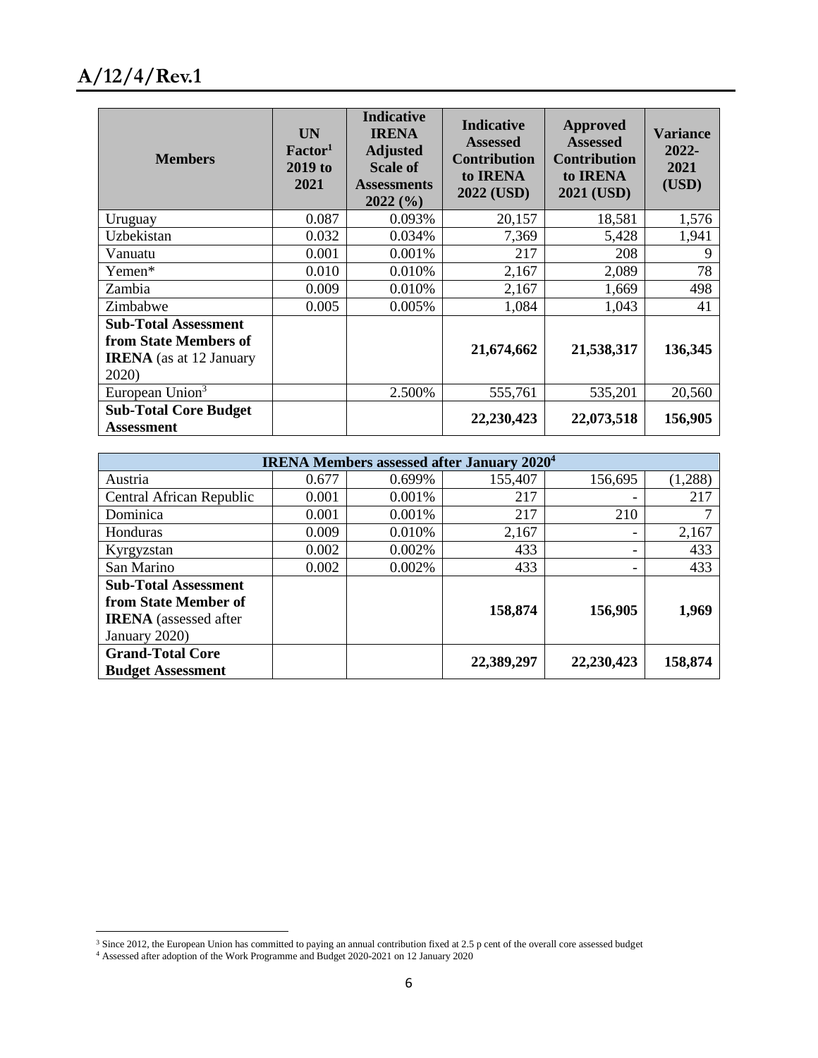| Members | UN Factor[1] 2019 to 2021 | Indicative IRENA Adjusted Scale of Assessments 2022 (%) | Indicative Assessed Contribution to IRENA 2022 (USD) | Approved Assessed Contribution to IRENA 2021 (USD) | Variance 2022-2021 (USD) |
|---|---|---|---|---|---|
| Uruguay | 0.087 | 0.093% | 20,157 | 18,581 | 1,576 |
| Uzbekistan | 0.032 | 0.034% | 7,369 | 5,428 | 1,941 |
| Vanuatu | 0.001 | 0.001% | 217 | 208 | 9 |
| Yemen* | 0.010 | 0.010% | 2,167 | 2,089 | 78 |
| Zambia | 0.009 | 0.010% | 2,167 | 1,669 | 498 |
| Zimbabwe | 0.005 | 0.005% | 1,084 | 1,043 | 41 |
| **Sub-Total Assessment from State Members of IRENA** (as at 12 January 2020) | | | **21,674,662** | **21,538,317** | **136,345** |
| European Union[3] | | 2.500% | 555,761 | 535,201 | 20,560 |
| **Sub-Total Core Budget Assessment** | | | **22,230,423** | **22,073,518** | **156,905** |
| **IRENA Members assessed after January 2020[4]** | | | | | |
| Austria | 0.677 | 0.699% | 155,407 | 156,695 | (1,288) |
| Central African Republic | 0.001 | 0.001% | 217 | - | 217 |
| Dominica | 0.001 | 0.001% | 217 | 210 | 7 |
| Honduras | 0.009 | 0.010% | 2,167 | - | 2,167 |
| Kyrgyzstan | 0.002 | 0.002% | 433 | - | 433 |
| San Marino | 0.002 | 0.002% | 433 | - | 433 |
| **Sub-Total Assessment from State Member of IRENA** (assessed after January 2020) | | | **158,874** | **156,905** | **1,969** |
| **Grand-Total Core Budget Assessment** | | | **22,389,297** | **22,230,423** | **158,874** |

[3] Since 2012, the European Union has committed to paying an annual contribution fixed at 2.5 p cent of the overall core assessed budget

[4] Assessed after adoption of the Work Programme and Budget 2020-2021 on 12 January 2020